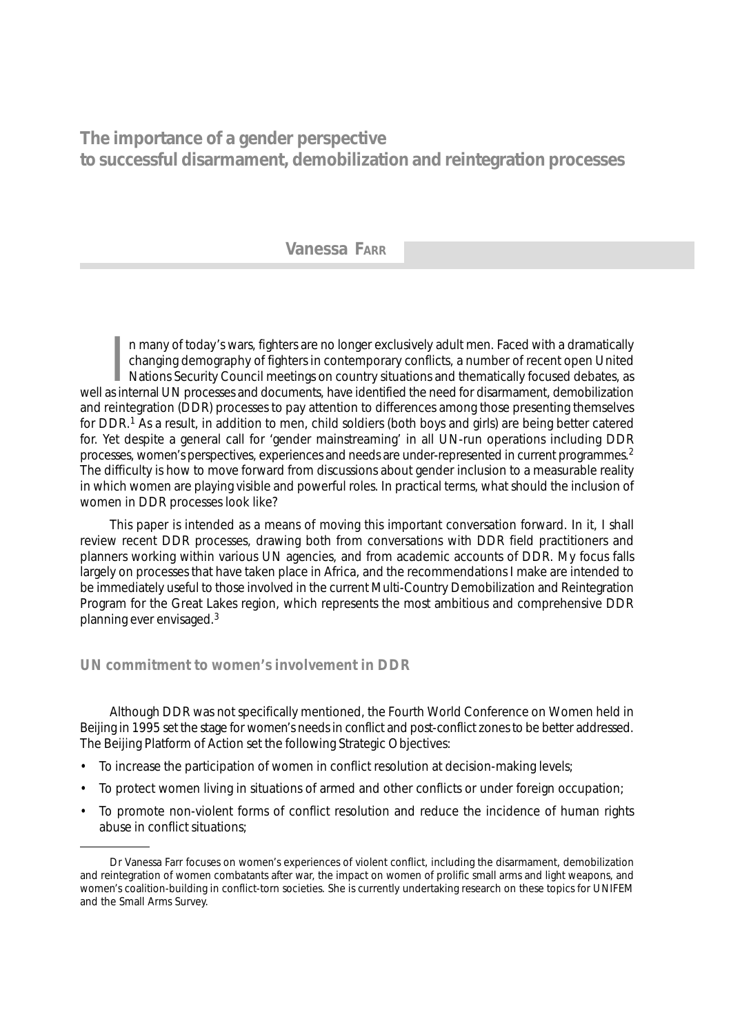# The importance of a gender perspective to successful disarmament, demobilization and reintegration processes

**Vanessa FARR**

In many of today's wars, fighters are no longer exclusively adult men. Faced with a dramatically changing demography of fighters in contemporary conflicts, a number of recent open United Nations Security Council meetings on country situations and thematically focused debates, as well as internal UN processes and documents, have identified the need for disarmament, demobilization and reintegration (DDR) processes to pay attention to differences among those presenting themselves for DDR.[1] As a result, in addition to men, child soldiers (both boys and girls) are being better catered for. Yet despite a general call for 'gender mainstreaming' in all UN-run operations including DDR processes, women's perspectives, experiences and needs are under-represented in current programmes.[2] The difficulty is how to move forward from discussions about gender inclusion to a measurable reality in which women are playing visible and powerful roles. In practical terms, what should the inclusion of women in DDR processes look like?

This paper is intended as a means of moving this important conversation forward. In it, I shall review recent DDR processes, drawing both from conversations with DDR field practitioners and planners working within various UN agencies, and from academic accounts of DDR. My focus falls largely on processes that have taken place in Africa, and the recommendations I make are intended to be immediately useful to those involved in the current Multi-Country Demobilization and Reintegration Program for the Great Lakes region, which represents the most ambitious and comprehensive DDR planning ever envisaged.[3]

## UN commitment to women's involvement in DDR

Although DDR was not specifically mentioned, the Fourth World Conference on Women held in Beijing in 1995 set the stage for women's needs in conflict and post-conflict zones to be better addressed. The Beijing Platform of Action set the following Strategic Objectives:

- To increase the participation of women in conflict resolution at decision-making levels;
- To protect women living in situations of armed and other conflicts or under foreign occupation;
- To promote non-violent forms of conflict resolution and reduce the incidence of human rights abuse in conflict situations;

---

Dr Vanessa Farr focuses on women's experiences of violent conflict, including the disarmament, demobilization and reintegration of women combatants after war, the impact on women of prolific small arms and light weapons, and women's coalition-building in conflict-torn societies. She is currently undertaking research on these topics for UNIFEM and the Small Arms Survey.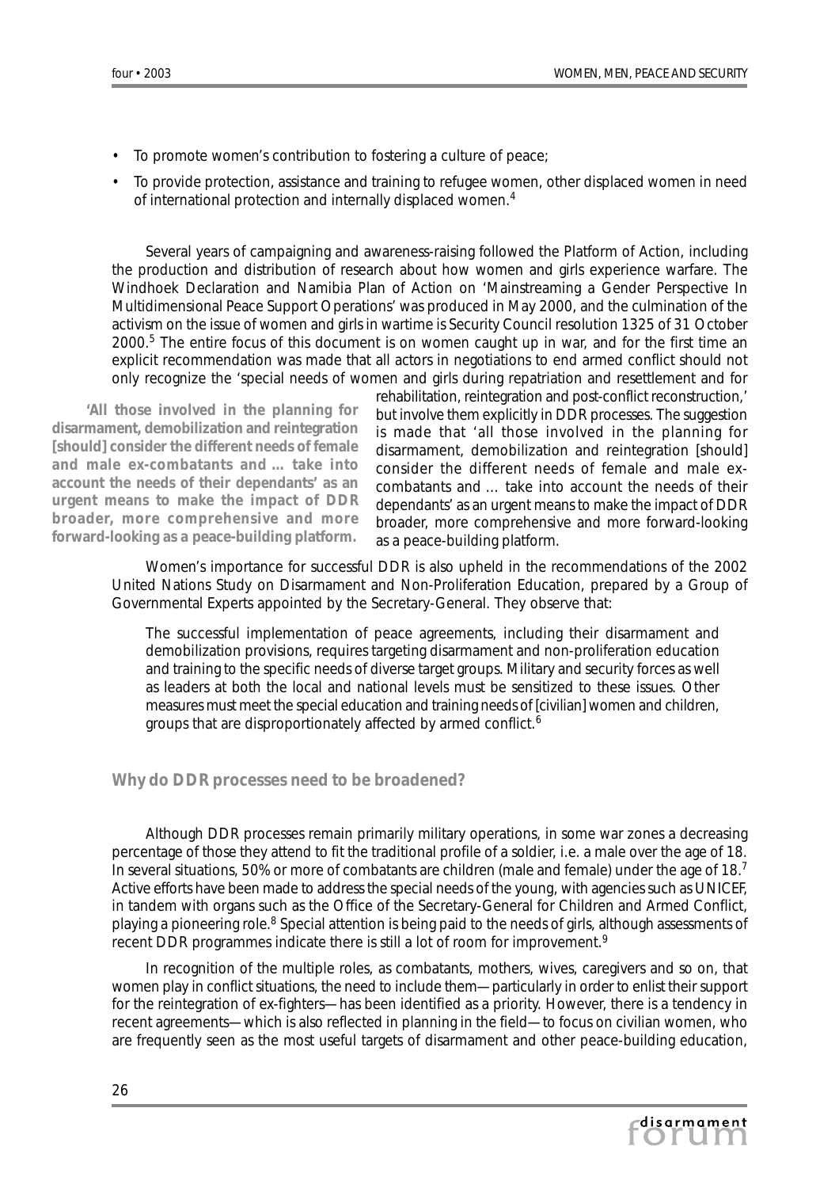- To promote women's contribution to fostering a culture of peace;
- To provide protection, assistance and training to refugee women, other displaced women in need of international protection and internally displaced women.[4]

Several years of campaigning and awareness-raising followed the Platform of Action, including the production and distribution of research about how women and girls experience warfare. The Windhoek Declaration and Namibia Plan of Action on 'Mainstreaming a Gender Perspective In Multidimensional Peace Support Operations' was produced in May 2000, and the culmination of the activism on the issue of women and girls in wartime is Security Council resolution 1325 of 31 October 2000.[5] The entire focus of this document is on women caught up in war, and for the first time an explicit recommendation was made that all actors in negotiations to end armed conflict should not only recognize the 'special needs of women and girls during repatriation and resettlement and for rehabilitation, reintegration and post-conflict reconstruction,' but involve them explicitly in DDR processes. The suggestion is made that 'all those involved in the planning for disarmament, demobilization and reintegration [should] consider the different needs of female and male ex-combatants and … take into account the needs of their dependants' as an urgent means to make the impact of DDR broader, more comprehensive and more forward-looking as a peace-building platform.

**'All those involved in the planning for disarmament, demobilization and reintegration [should] consider the different needs of female and male ex-combatants and … take into account the needs of their dependants' as an urgent means to make the impact of DDR broader, more comprehensive and more forward-looking as a peace-building platform.**

Women's importance for successful DDR is also upheld in the recommendations of the 2002 United Nations Study on Disarmament and Non-Proliferation Education, prepared by a Group of Governmental Experts appointed by the Secretary-General. They observe that:

> The successful implementation of peace agreements, including their disarmament and demobilization provisions, requires targeting disarmament and non-proliferation education and training to the specific needs of diverse target groups. Military and security forces as well as leaders at both the local and national levels must be sensitized to these issues. Other measures must meet the special education and training needs of [civilian] women and children, groups that are disproportionately affected by armed conflict.[6]

## Why do DDR processes need to be broadened?

Although DDR processes remain primarily military operations, in some war zones a decreasing percentage of those they attend to fit the traditional profile of a soldier, i.e. a male over the age of 18. In several situations, 50% or more of combatants are children (male and female) under the age of 18.[7] Active efforts have been made to address the special needs of the young, with agencies such as UNICEF, in tandem with organs such as the Office of the Secretary-General for Children and Armed Conflict, playing a pioneering role.[8] Special attention is being paid to the needs of girls, although assessments of recent DDR programmes indicate there is still a lot of room for improvement.[9]

In recognition of the multiple roles, as combatants, mothers, wives, caregivers and so on, that women play in conflict situations, the need to include them—particularly in order to enlist their support for the reintegration of ex-fighters—has been identified as a priority. However, there is a tendency in recent agreements—which is also reflected in planning in the field—to focus on civilian women, who are frequently seen as the most useful targets of disarmament and other peace-building education,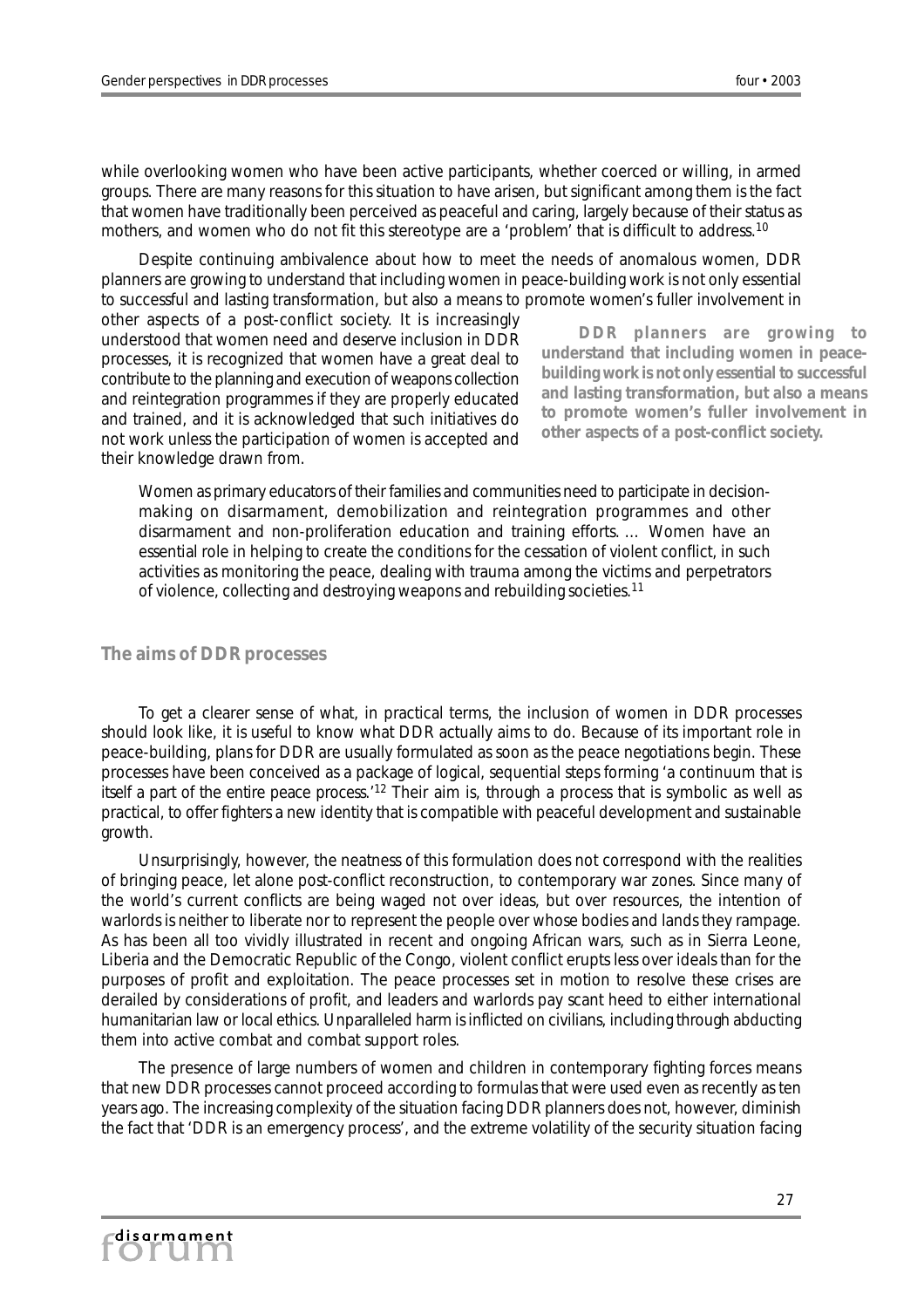while overlooking women who have been active participants, whether coerced or willing, in armed groups. There are many reasons for this situation to have arisen, but significant among them is the fact that women have traditionally been perceived as peaceful and caring, largely because of their status as mothers, and women who do not fit this stereotype are a 'problem' that is difficult to address.[10]

Despite continuing ambivalence about how to meet the needs of anomalous women, DDR planners are growing to understand that including women in peace-building work is not only essential to successful and lasting transformation, but also a means to promote women's fuller involvement in other aspects of a post-conflict society. It is increasingly understood that women need and deserve inclusion in DDR processes, it is recognized that women have a great deal to contribute to the planning and execution of weapons collection and reintegration programmes if they are properly educated and trained, and it is acknowledged that such initiatives do not work unless the participation of women is accepted and their knowledge drawn from.

> **DDR planners are growing to understand that including women in peace-building work is not only essential to successful and lasting transformation, but also a means to promote women's fuller involvement in other aspects of a post-conflict society.**

> Women as primary educators of their families and communities need to participate in decision-making on disarmament, demobilization and reintegration programmes and other disarmament and non-proliferation education and training efforts. … Women have an essential role in helping to create the conditions for the cessation of violent conflict, in such activities as monitoring the peace, dealing with trauma among the victims and perpetrators of violence, collecting and destroying weapons and rebuilding societies.[11]

## The aims of DDR processes

To get a clearer sense of what, in practical terms, the inclusion of women in DDR processes should look like, it is useful to know what DDR actually aims to do. Because of its important role in peace-building, plans for DDR are usually formulated as soon as the peace negotiations begin. These processes have been conceived as a package of logical, sequential steps forming 'a continuum that is itself a part of the entire peace process.'[12] Their aim is, through a process that is symbolic as well as practical, to offer fighters a new identity that is compatible with peaceful development and sustainable growth.

Unsurprisingly, however, the neatness of this formulation does not correspond with the realities of bringing peace, let alone post-conflict reconstruction, to contemporary war zones. Since many of the world's current conflicts are being waged not over ideas, but over resources, the intention of warlords is neither to liberate nor to represent the people over whose bodies and lands they rampage. As has been all too vividly illustrated in recent and ongoing African wars, such as in Sierra Leone, Liberia and the Democratic Republic of the Congo, violent conflict erupts less over ideals than for the purposes of profit and exploitation. The peace processes set in motion to resolve these crises are derailed by considerations of profit, and leaders and warlords pay scant heed to either international humanitarian law or local ethics. Unparalleled harm is inflicted on civilians, including through abducting them into active combat and combat support roles.

The presence of large numbers of women and children in contemporary fighting forces means that new DDR processes cannot proceed according to formulas that were used even as recently as ten years ago. The increasing complexity of the situation facing DDR planners does not, however, diminish the fact that 'DDR is an emergency process', and the extreme volatility of the security situation facing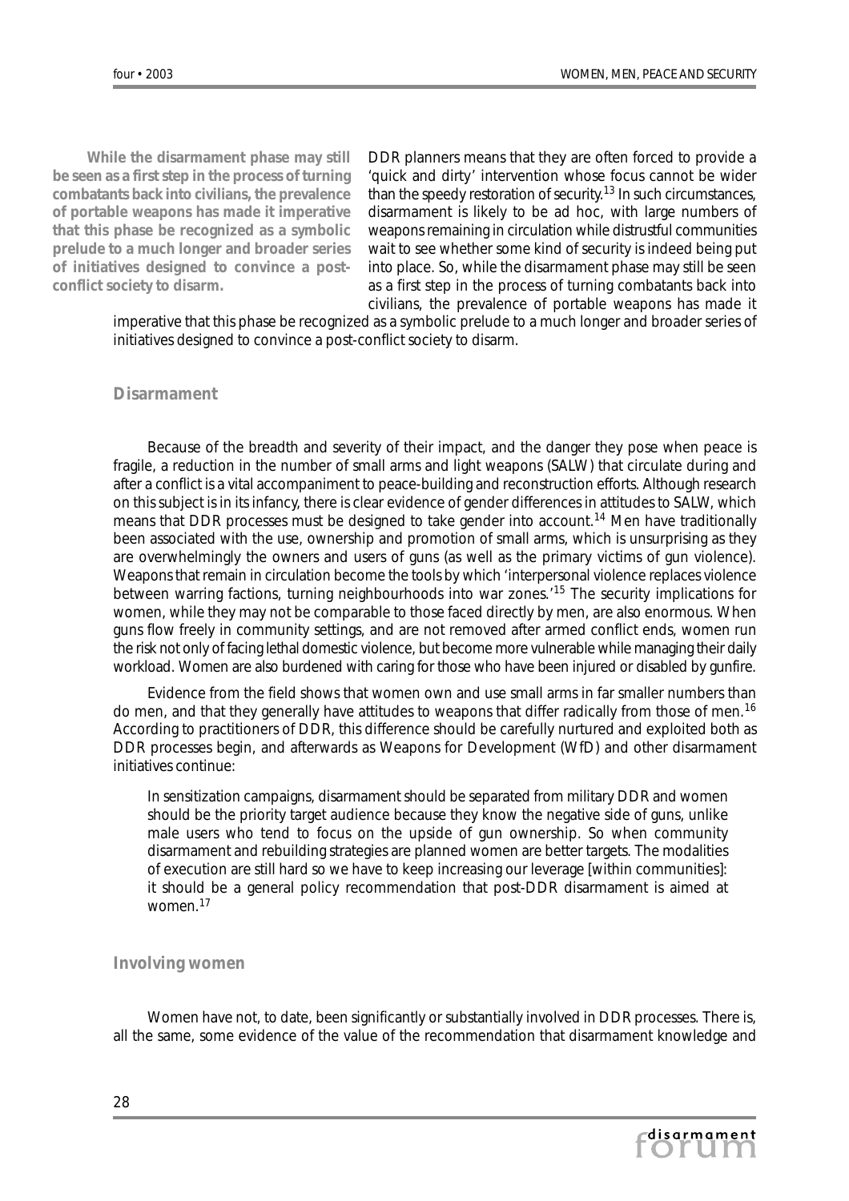> **While the disarmament phase may still be seen as a first step in the process of turning combatants back into civilians, the prevalence of portable weapons has made it imperative that this phase be recognized as a symbolic prelude to a much longer and broader series of initiatives designed to convince a post-conflict society to disarm.**

DDR planners means that they are often forced to provide a 'quick and dirty' intervention whose focus cannot be wider than the speedy restoration of security.[13] In such circumstances, disarmament is likely to be ad hoc, with large numbers of weapons remaining in circulation while distrustful communities wait to see whether some kind of security is indeed being put into place. So, while the disarmament phase may still be seen as a first step in the process of turning combatants back into civilians, the prevalence of portable weapons has made it imperative that this phase be recognized as a symbolic prelude to a much longer and broader series of initiatives designed to convince a post-conflict society to disarm.

## Disarmament

Because of the breadth and severity of their impact, and the danger they pose when peace is fragile, a reduction in the number of small arms and light weapons (SALW) that circulate during and after a conflict is a vital accompaniment to peace-building and reconstruction efforts. Although research on this subject is in its infancy, there is clear evidence of gender differences in attitudes to SALW, which means that DDR processes must be designed to take gender into account.[14] Men have traditionally been associated with the use, ownership and promotion of small arms, which is unsurprising as they are overwhelmingly the owners and users of guns (as well as the primary victims of gun violence). Weapons that remain in circulation become the tools by which 'interpersonal violence replaces violence between warring factions, turning neighbourhoods into war zones.'[15] The security implications for women, while they may not be comparable to those faced directly by men, are also enormous. When guns flow freely in community settings, and are not removed after armed conflict ends, women run the risk not only of facing lethal domestic violence, but become more vulnerable while managing their daily workload. Women are also burdened with caring for those who have been injured or disabled by gunfire.

Evidence from the field shows that women own and use small arms in far smaller numbers than do men, and that they generally have attitudes to weapons that differ radically from those of men.[16] According to practitioners of DDR, this difference should be carefully nurtured and exploited both as DDR processes begin, and afterwards as Weapons for Development (WfD) and other disarmament initiatives continue:

> In sensitization campaigns, disarmament should be separated from military DDR and women should be the priority target audience because they know the negative side of guns, unlike male users who tend to focus on the upside of gun ownership. So when community disarmament and rebuilding strategies are planned women are better targets. The modalities of execution are still hard so we have to keep increasing our leverage [within communities]: it should be a general policy recommendation that post-DDR disarmament is aimed at women.[17]

## Involving women

Women have not, to date, been significantly or substantially involved in DDR processes. There is, all the same, some evidence of the value of the recommendation that disarmament knowledge and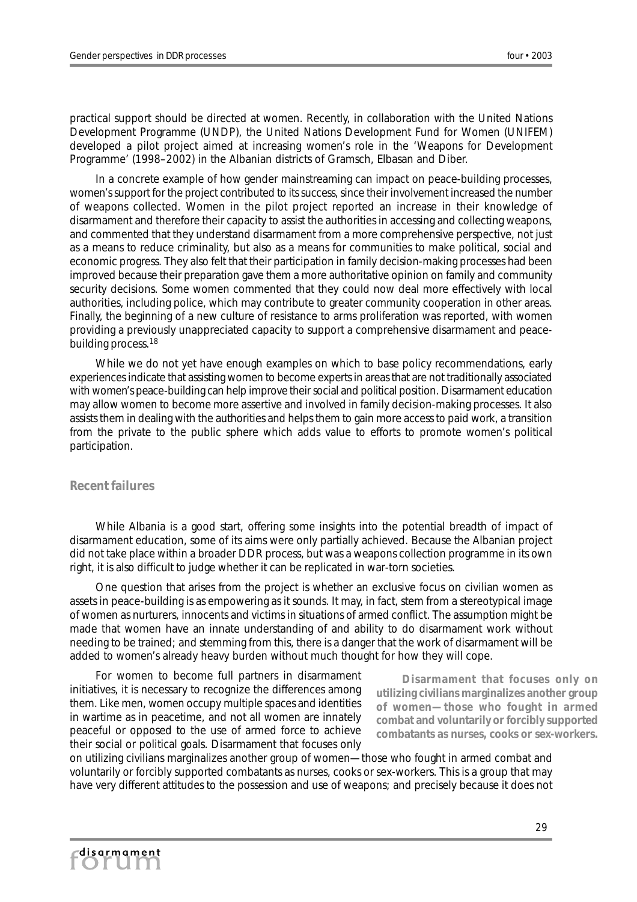practical support should be directed at women. Recently, in collaboration with the United Nations Development Programme (UNDP), the United Nations Development Fund for Women (UNIFEM) developed a pilot project aimed at increasing women's role in the 'Weapons for Development Programme' (1998–2002) in the Albanian districts of Gramsch, Elbasan and Diber.

In a concrete example of how gender mainstreaming can impact on peace-building processes, women's support for the project contributed to its success, since their involvement increased the number of weapons collected. Women in the pilot project reported an increase in their knowledge of disarmament and therefore their capacity to assist the authorities in accessing and collecting weapons, and commented that they understand disarmament from a more comprehensive perspective, not just as a means to reduce criminality, but also as a means for communities to make political, social and economic progress. They also felt that their participation in family decision-making processes had been improved because their preparation gave them a more authoritative opinion on family and community security decisions. Some women commented that they could now deal more effectively with local authorities, including police, which may contribute to greater community cooperation in other areas. Finally, the beginning of a new culture of resistance to arms proliferation was reported, with women providing a previously unappreciated capacity to support a comprehensive disarmament and peace-building process.[18]

While we do not yet have enough examples on which to base policy recommendations, early experiences indicate that assisting women to become experts in areas that are not traditionally associated with women's peace-building can help improve their social and political position. Disarmament education may allow women to become more assertive and involved in family decision-making processes. It also assists them in dealing with the authorities and helps them to gain more access to paid work, a transition from the private to the public sphere which adds value to efforts to promote women's political participation.

## Recent failures

While Albania is a good start, offering some insights into the potential breadth of impact of disarmament education, some of its aims were only partially achieved. Because the Albanian project did not take place within a broader DDR process, but was a weapons collection programme in its own right, it is also difficult to judge whether it can be replicated in war-torn societies.

One question that arises from the project is whether an exclusive focus on civilian women as assets in peace-building is as empowering as it sounds. It may, in fact, stem from a stereotypical image of women as nurturers, innocents and victims in situations of armed conflict. The assumption might be made that women have an innate understanding of and ability to do disarmament work without needing to be trained; and stemming from this, there is a danger that the work of disarmament will be added to women's already heavy burden without much thought for how they will cope.

For women to become full partners in disarmament initiatives, it is necessary to recognize the differences among them. Like men, women occupy multiple spaces and identities in wartime as in peacetime, and not all women are innately peaceful or opposed to the use of armed force to achieve their social or political goals. Disarmament that focuses only on utilizing civilians marginalizes another group of women—those who fought in armed combat and voluntarily or forcibly supported combatants as nurses, cooks or sex-workers. This is a group that may have very different attitudes to the possession and use of weapons; and precisely because it does not

> **Disarmament that focuses only on utilizing civilians marginalizes another group of women—those who fought in armed combat and voluntarily or forcibly supported combatants as nurses, cooks or sex-workers.**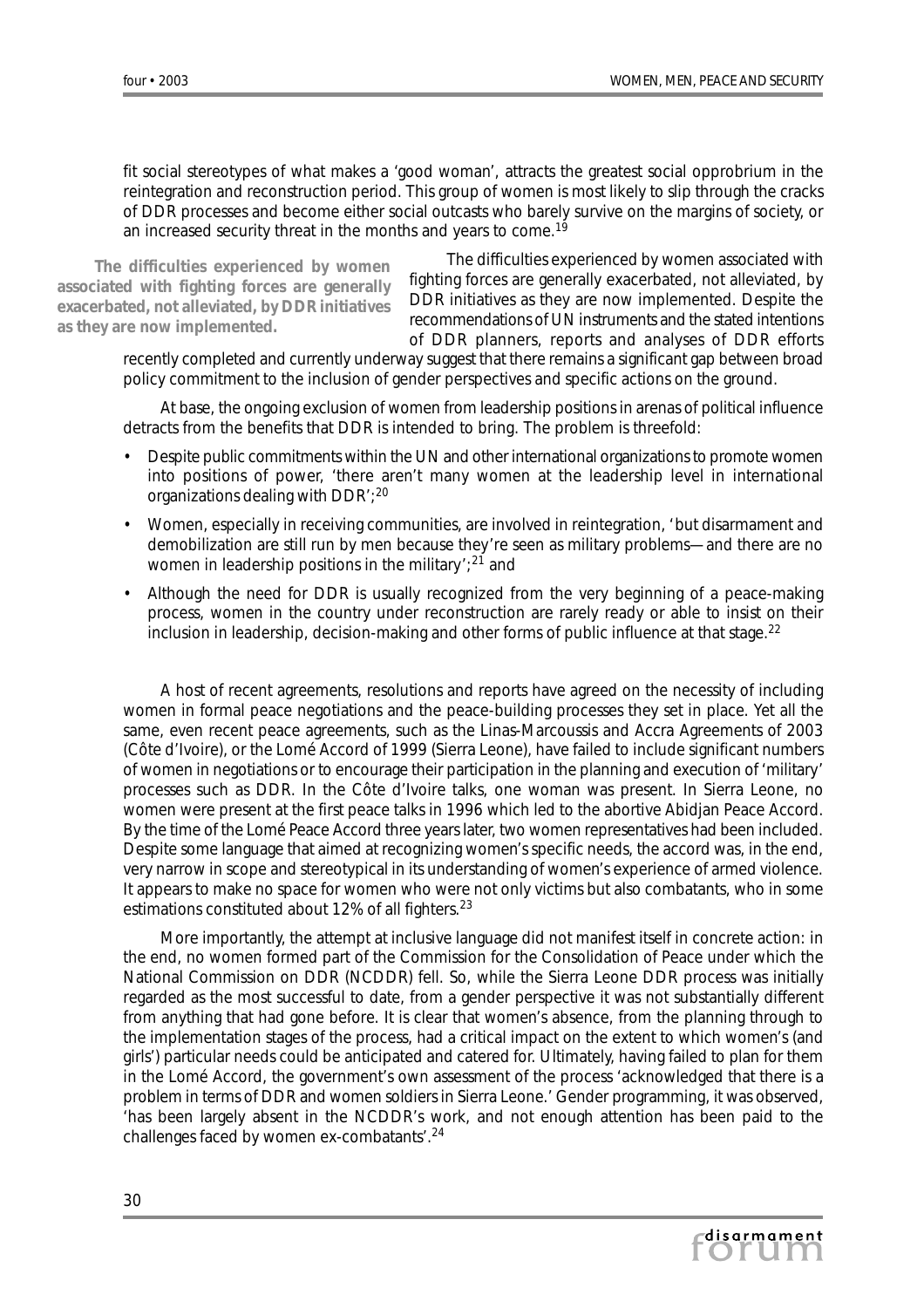fit social stereotypes of what makes a 'good woman', attracts the greatest social opprobrium in the reintegration and reconstruction period. This group of women is most likely to slip through the cracks of DDR processes and become either social outcasts who barely survive on the margins of society, or an increased security threat in the months and years to come.[19]

**The difficulties experienced by women associated with fighting forces are generally exacerbated, not alleviated, by DDR initiatives as they are now implemented.**

The difficulties experienced by women associated with fighting forces are generally exacerbated, not alleviated, by DDR initiatives as they are now implemented. Despite the recommendations of UN instruments and the stated intentions of DDR planners, reports and analyses of DDR efforts recently completed and currently underway suggest that there remains a significant gap between broad policy commitment to the inclusion of gender perspectives and specific actions on the ground.

At base, the ongoing exclusion of women from leadership positions in arenas of political influence detracts from the benefits that DDR is intended to bring. The problem is threefold:

- Despite public commitments within the UN and other international organizations to promote women into positions of power, 'there aren't many women at the leadership level in international organizations dealing with DDR';[20]
- Women, especially in receiving communities, are involved in reintegration, 'but disarmament and demobilization are still run by men because they're seen as military problems—and there are no women in leadership positions in the military';[21] and
- Although the need for DDR is usually recognized from the very beginning of a peace-making process, women in the country under reconstruction are rarely ready or able to insist on their inclusion in leadership, decision-making and other forms of public influence at that stage.[22]

A host of recent agreements, resolutions and reports have agreed on the necessity of including women in formal peace negotiations and the peace-building processes they set in place. Yet all the same, even recent peace agreements, such as the Linas-Marcoussis and Accra Agreements of 2003 (Côte d'Ivoire), or the Lomé Accord of 1999 (Sierra Leone), have failed to include significant numbers of women in negotiations or to encourage their participation in the planning and execution of 'military' processes such as DDR. In the Côte d'Ivoire talks, one woman was present. In Sierra Leone, no women were present at the first peace talks in 1996 which led to the abortive Abidjan Peace Accord. By the time of the Lomé Peace Accord three years later, two women representatives had been included. Despite some language that aimed at recognizing women's specific needs, the accord was, in the end, very narrow in scope and stereotypical in its understanding of women's experience of armed violence. It appears to make no space for women who were not only victims but also combatants, who in some estimations constituted about 12% of all fighters.[23]

More importantly, the attempt at inclusive language did not manifest itself in concrete action: in the end, no women formed part of the Commission for the Consolidation of Peace under which the National Commission on DDR (NCDDR) fell. So, while the Sierra Leone DDR process was initially regarded as the most successful to date, from a gender perspective it was not substantially different from anything that had gone before. It is clear that women's absence, from the planning through to the implementation stages of the process, had a critical impact on the extent to which women's (and girls') particular needs could be anticipated and catered for. Ultimately, having failed to plan for them in the Lomé Accord, the government's own assessment of the process 'acknowledged that there is a problem in terms of DDR and women soldiers in Sierra Leone.' Gender programming, it was observed, 'has been largely absent in the NCDDR's work, and not enough attention has been paid to the challenges faced by women ex-combatants'.[24]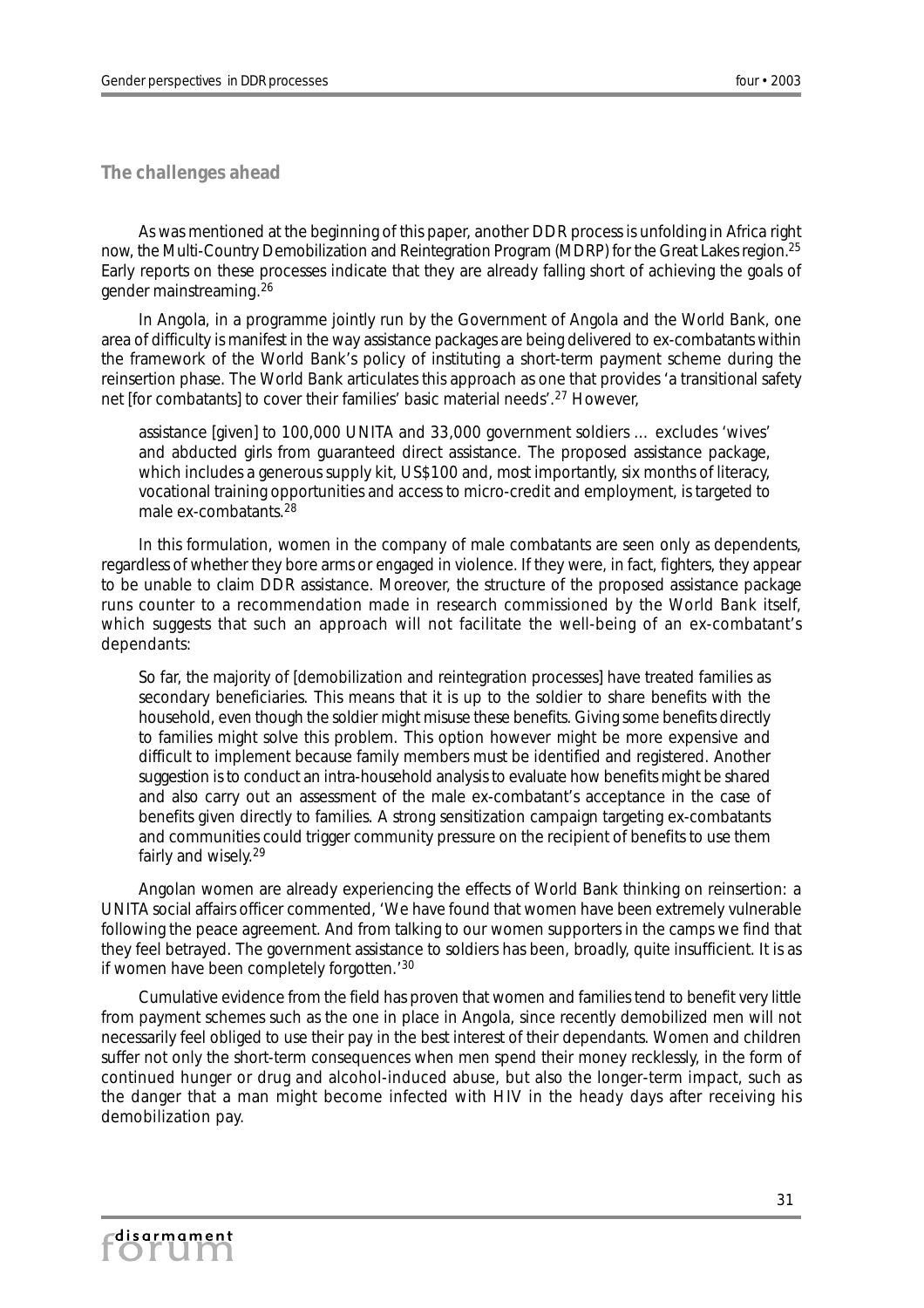## The challenges ahead

As was mentioned at the beginning of this paper, another DDR process is unfolding in Africa right now, the Multi-Country Demobilization and Reintegration Program (MDRP) for the Great Lakes region.[25] Early reports on these processes indicate that they are already falling short of achieving the goals of gender mainstreaming.[26]

In Angola, in a programme jointly run by the Government of Angola and the World Bank, one area of difficulty is manifest in the way assistance packages are being delivered to ex-combatants within the framework of the World Bank's policy of instituting a short-term payment scheme during the reinsertion phase. The World Bank articulates this approach as one that provides 'a transitional safety net [for combatants] to cover their families' basic material needs'.[27] However,

> assistance [given] to 100,000 UNITA and 33,000 government soldiers … excludes 'wives' and abducted girls from guaranteed direct assistance. The proposed assistance package, which includes a generous supply kit, US$100 and, most importantly, six months of literacy, vocational training opportunities and access to micro-credit and employment, is targeted to male ex-combatants.[28]

In this formulation, women in the company of male combatants are seen only as dependents, regardless of whether they bore arms or engaged in violence. If they were, in fact, fighters, they appear to be unable to claim DDR assistance. Moreover, the structure of the proposed assistance package runs counter to a recommendation made in research commissioned by the World Bank itself, which suggests that such an approach will not facilitate the well-being of an ex-combatant's dependants:

> So far, the majority of [demobilization and reintegration processes] have treated families as secondary beneficiaries. This means that it is up to the soldier to share benefits with the household, even though the soldier might misuse these benefits. Giving some benefits directly to families might solve this problem. This option however might be more expensive and difficult to implement because family members must be identified and registered. Another suggestion is to conduct an intra-household analysis to evaluate how benefits might be shared and also carry out an assessment of the male ex-combatant's acceptance in the case of benefits given directly to families. A strong sensitization campaign targeting ex-combatants and communities could trigger community pressure on the recipient of benefits to use them fairly and wisely.[29]

Angolan women are already experiencing the effects of World Bank thinking on reinsertion: a UNITA social affairs officer commented, 'We have found that women have been extremely vulnerable following the peace agreement. And from talking to our women supporters in the camps we find that they feel betrayed. The government assistance to soldiers has been, broadly, quite insufficient. It is as if women have been completely forgotten.'[30]

Cumulative evidence from the field has proven that women and families tend to benefit very little from payment schemes such as the one in place in Angola, since recently demobilized men will not necessarily feel obliged to use their pay in the best interest of their dependants. Women and children suffer not only the short-term consequences when men spend their money recklessly, in the form of continued hunger or drug and alcohol-induced abuse, but also the longer-term impact, such as the danger that a man might become infected with HIV in the heady days after receiving his demobilization pay.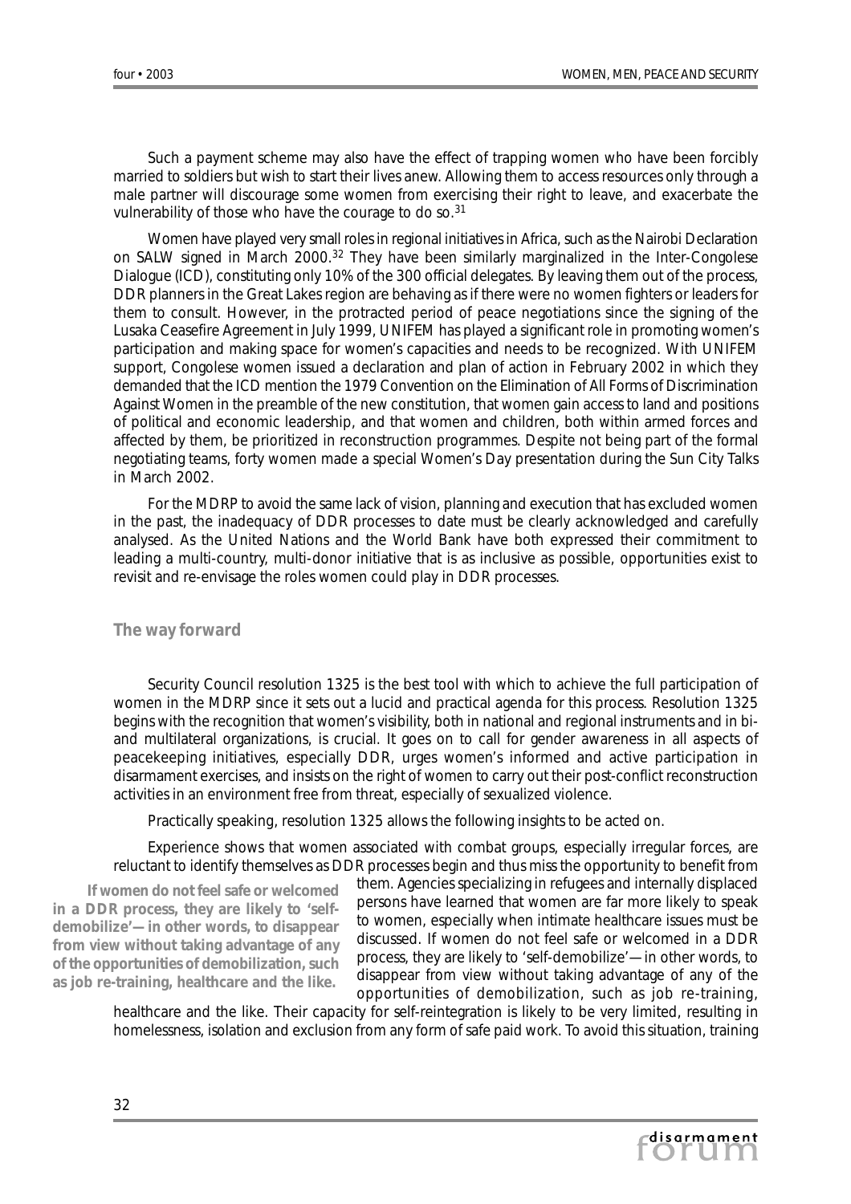Such a payment scheme may also have the effect of trapping women who have been forcibly married to soldiers but wish to start their lives anew. Allowing them to access resources only through a male partner will discourage some women from exercising their right to leave, and exacerbate the vulnerability of those who have the courage to do so.[31]

Women have played very small roles in regional initiatives in Africa, such as the Nairobi Declaration on SALW signed in March 2000.[32] They have been similarly marginalized in the Inter-Congolese Dialogue (ICD), constituting only 10% of the 300 official delegates. By leaving them out of the process, DDR planners in the Great Lakes region are behaving as if there were no women fighters or leaders for them to consult. However, in the protracted period of peace negotiations since the signing of the Lusaka Ceasefire Agreement in July 1999, UNIFEM has played a significant role in promoting women's participation and making space for women's capacities and needs to be recognized. With UNIFEM support, Congolese women issued a declaration and plan of action in February 2002 in which they demanded that the ICD mention the 1979 Convention on the Elimination of All Forms of Discrimination Against Women in the preamble of the new constitution, that women gain access to land and positions of political and economic leadership, and that women and children, both within armed forces and affected by them, be prioritized in reconstruction programmes. Despite not being part of the formal negotiating teams, forty women made a special Women's Day presentation during the Sun City Talks in March 2002.

For the MDRP to avoid the same lack of vision, planning and execution that has excluded women in the past, the inadequacy of DDR processes to date must be clearly acknowledged and carefully analysed. As the United Nations and the World Bank have both expressed their commitment to leading a multi-country, multi-donor initiative that is as inclusive as possible, opportunities exist to revisit and re-envisage the roles women could play in DDR processes.

## The way forward

Security Council resolution 1325 is the best tool with which to achieve the full participation of women in the MDRP since it sets out a lucid and practical agenda for this process. Resolution 1325 begins with the recognition that women's visibility, both in national and regional instruments and in bi- and multilateral organizations, is crucial. It goes on to call for gender awareness in all aspects of peacekeeping initiatives, especially DDR, urges women's informed and active participation in disarmament exercises, and insists on the right of women to carry out their post-conflict reconstruction activities in an environment free from threat, especially of sexualized violence.

Practically speaking, resolution 1325 allows the following insights to be acted on.

Experience shows that women associated with combat groups, especially irregular forces, are reluctant to identify themselves as DDR processes begin and thus miss the opportunity to benefit from them. Agencies specializing in refugees and internally displaced persons have learned that women are far more likely to speak to women, especially when intimate healthcare issues must be discussed. If women do not feel safe or welcomed in a DDR process, they are likely to 'self-demobilize'—in other words, to disappear from view without taking advantage of any of the opportunities of demobilization, such as job re-training, healthcare and the like. Their capacity for self-reintegration is likely to be very limited, resulting in homelessness, isolation and exclusion from any form of safe paid work. To avoid this situation, training

> **If women do not feel safe or welcomed in a DDR process, they are likely to 'self-demobilize'—in other words, to disappear from view without taking advantage of any of the opportunities of demobilization, such as job re-training, healthcare and the like.**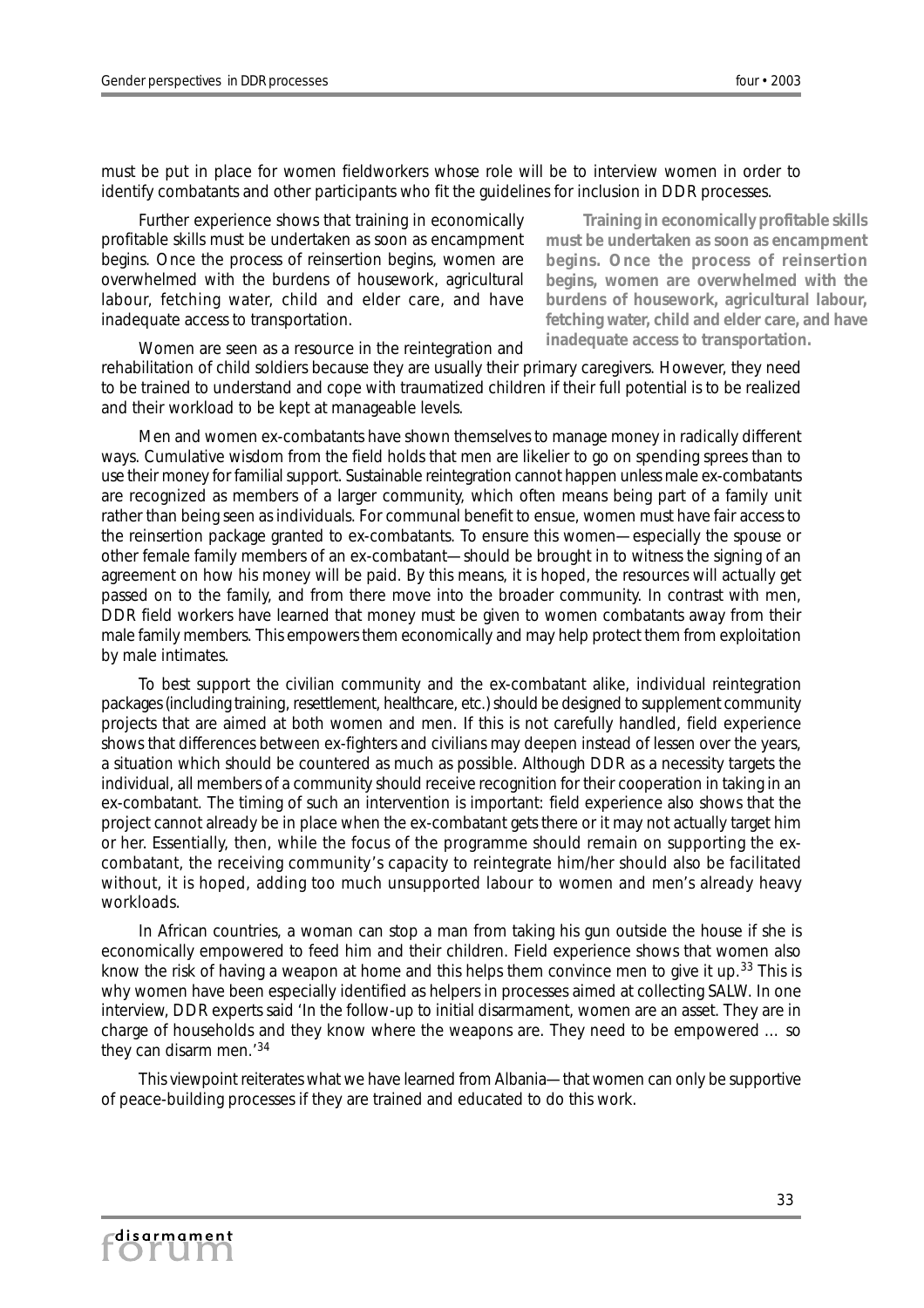must be put in place for women fieldworkers whose role will be to interview women in order to identify combatants and other participants who fit the guidelines for inclusion in DDR processes.

Further experience shows that training in economically profitable skills must be undertaken as soon as encampment begins. Once the process of reinsertion begins, women are overwhelmed with the burdens of housework, agricultural labour, fetching water, child and elder care, and have inadequate access to transportation.

> **Training in economically profitable skills must be undertaken as soon as encampment begins. Once the process of reinsertion begins, women are overwhelmed with the burdens of housework, agricultural labour, fetching water, child and elder care, and have inadequate access to transportation.**

Women are seen as a resource in the reintegration and rehabilitation of child soldiers because they are usually their primary caregivers. However, they need to be trained to understand and cope with traumatized children if their full potential is to be realized and their workload to be kept at manageable levels.

Men and women ex-combatants have shown themselves to manage money in radically different ways. Cumulative wisdom from the field holds that men are likelier to go on spending sprees than to use their money for familial support. Sustainable reintegration cannot happen unless male ex-combatants are recognized as members of a larger community, which often means being part of a family unit rather than being seen as individuals. For communal benefit to ensue, women must have fair access to the reinsertion package granted to ex-combatants. To ensure this women—especially the spouse or other female family members of an ex-combatant—should be brought in to witness the signing of an agreement on how his money will be paid. By this means, it is hoped, the resources will actually get passed on to the family, and from there move into the broader community. In contrast with men, DDR field workers have learned that money must be given to women combatants away from their male family members. This empowers them economically and may help protect them from exploitation by male intimates.

To best support the civilian community and the ex-combatant alike, individual reintegration packages (including training, resettlement, healthcare, etc.) should be designed to supplement community projects that are aimed at both women and men. If this is not carefully handled, field experience shows that differences between ex-fighters and civilians may deepen instead of lessen over the years, a situation which should be countered as much as possible. Although DDR as a necessity targets the individual, all members of a community should receive recognition for their cooperation in taking in an ex-combatant. The timing of such an intervention is important: field experience also shows that the project cannot already be in place when the ex-combatant gets there or it may not actually target him or her. Essentially, then, while the focus of the programme should remain on supporting the ex-combatant, the receiving community's capacity to reintegrate him/her should also be facilitated without, it is hoped, adding too much unsupported labour to women and men's already heavy workloads.

In African countries, a woman can stop a man from taking his gun outside the house if she is economically empowered to feed him and their children. Field experience shows that women also know the risk of having a weapon at home and this helps them convince men to give it up.[33] This is why women have been especially identified as helpers in processes aimed at collecting SALW. In one interview, DDR experts said 'In the follow-up to initial disarmament, women are an asset. They are in charge of households and they know where the weapons are. They need to be empowered … so they can disarm men.'[34]

This viewpoint reiterates what we have learned from Albania—that women can only be supportive of peace-building processes if they are trained and educated to do this work.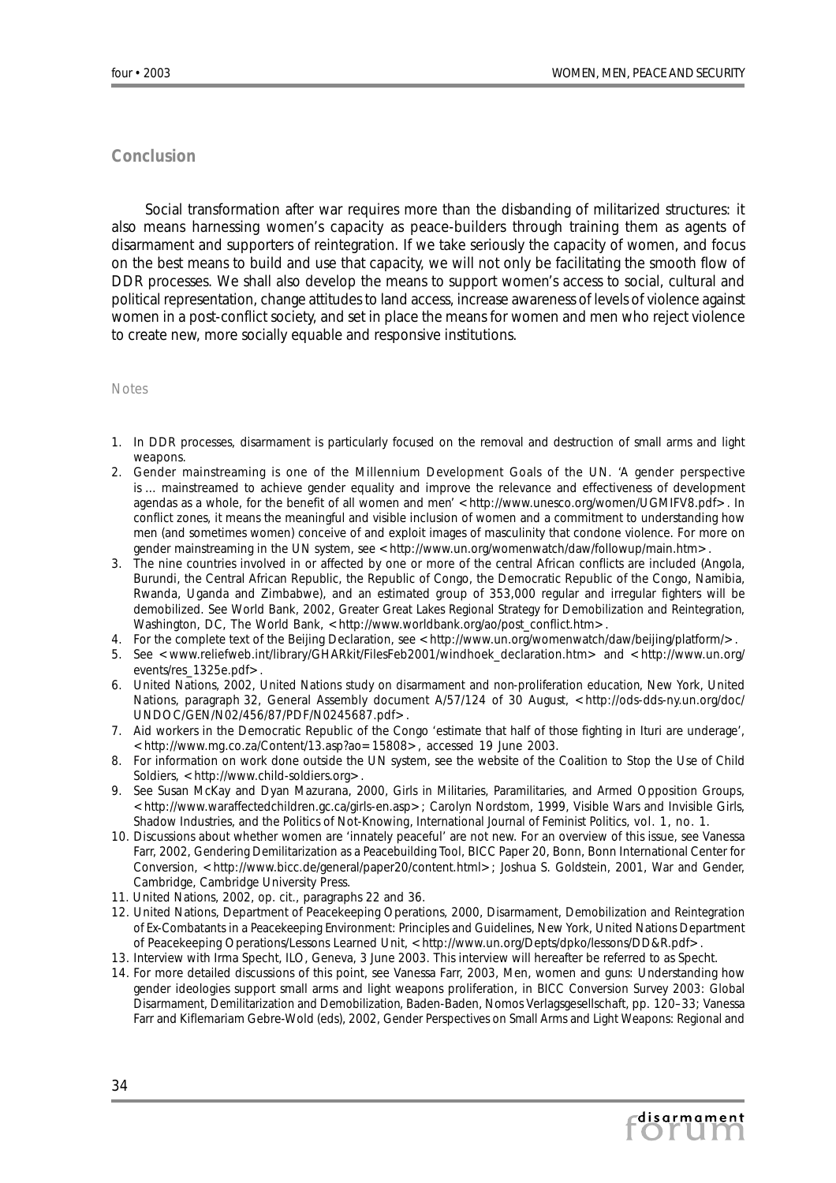## Conclusion

Social transformation after war requires more than the disbanding of militarized structures: it also means harnessing women's capacity as peace-builders through training them as agents of disarmament and supporters of reintegration. If we take seriously the capacity of women, and focus on the best means to build and use that capacity, we will not only be facilitating the smooth flow of DDR processes. We shall also develop the means to support women's access to social, cultural and political representation, change attitudes to land access, increase awareness of levels of violence against women in a post-conflict society, and set in place the means for women and men who reject violence to create new, more socially equable and responsive institutions.

Notes

1. In DDR processes, disarmament is particularly focused on the removal and destruction of small arms and light weapons.
2. Gender mainstreaming is one of the Millennium Development Goals of the UN. 'A gender perspective is … mainstreamed to achieve gender equality and improve the relevance and effectiveness of development agendas as a whole, for the benefit of all women and men' <http://www.unesco.org/women/UGMIFV8.pdf>. In conflict zones, it means the meaningful and visible inclusion of women and a commitment to understanding how men (and sometimes women) conceive of and exploit images of masculinity that condone violence. For more on gender mainstreaming in the UN system, see <http://www.un.org/womenwatch/daw/followup/main.htm>.
3. The nine countries involved in or affected by one or more of the central African conflicts are included (Angola, Burundi, the Central African Republic, the Republic of Congo, the Democratic Republic of the Congo, Namibia, Rwanda, Uganda and Zimbabwe), and an estimated group of 353,000 regular and irregular fighters will be demobilized. See World Bank, 2002, *Greater Great Lakes Regional Strategy for Demobilization and Reintegration*, Washington, DC, The World Bank, <http://www.worldbank.org/ao/post_conflict.htm>.
4. For the complete text of the Beijing Declaration, see <http://www.un.org/womenwatch/daw/beijing/platform/>.
5. See <www.reliefweb.int/library/GHARkit/FilesFeb2001/windhoek_declaration.htm> and <http://www.un.org/events/res_1325e.pdf>.
6. United Nations, 2002, United Nations study on disarmament and non-proliferation education, New York, United Nations, paragraph 32, General Assembly document A/57/124 of 30 August, <http://ods-dds-ny.un.org/doc/UNDOC/GEN/N02/456/87/PDF/N0245687.pdf>.
7. Aid workers in the Democratic Republic of the Congo 'estimate that half of those fighting in Ituri are underage', <http://www.mg.co.za/Content/13.asp?ao=15808>, accessed 19 June 2003.
8. For information on work done outside the UN system, see the website of the Coalition to Stop the Use of Child Soldiers, <http://www.child-soldiers.org>.
9. See Susan McKay and Dyan Mazurana, 2000, *Girls in Militaries, Paramilitaries, and Armed Opposition Groups*, <http://www.waraffectedchildren.gc.ca/girls-en.asp>; Carolyn Nordstom, 1999, Visible Wars and Invisible Girls, Shadow Industries, and the Politics of Not-Knowing, *International Journal of Feminist Politics*, vol. 1, no. 1.
10. Discussions about whether women are 'innately peaceful' are not new. For an overview of this issue, see Vanessa Farr, 2002, *Gendering Demilitarization as a Peacebuilding Tool*, BICC Paper 20, Bonn, Bonn International Center for Conversion, <http://www.bicc.de/general/paper20/content.html>; Joshua S. Goldstein, 2001, *War and Gender*, Cambridge, Cambridge University Press.
11. United Nations, 2002, op. cit., paragraphs 22 and 36.
12. United Nations, Department of Peacekeeping Operations, 2000, *Disarmament, Demobilization and Reintegration of Ex-Combatants in a Peacekeeping Environment: Principles and Guidelines*, New York, United Nations Department of Peacekeeping Operations/Lessons Learned Unit, <http://www.un.org/Depts/dpko/lessons/DD&R.pdf>.
13. Interview with Irma Specht, ILO, Geneva, 3 June 2003. This interview will hereafter be referred to as Specht.
14. For more detailed discussions of this point, see Vanessa Farr, 2003, Men, women and guns: Understanding how gender ideologies support small arms and light weapons proliferation, in *BICC Conversion Survey 2003: Global Disarmament, Demilitarization and Demobilization*, Baden-Baden, Nomos Verlagsgesellschaft, pp. 120–33; Vanessa Farr and Kiflemariam Gebre-Wold (eds), 2002, *Gender Perspectives on Small Arms and Light Weapons: Regional and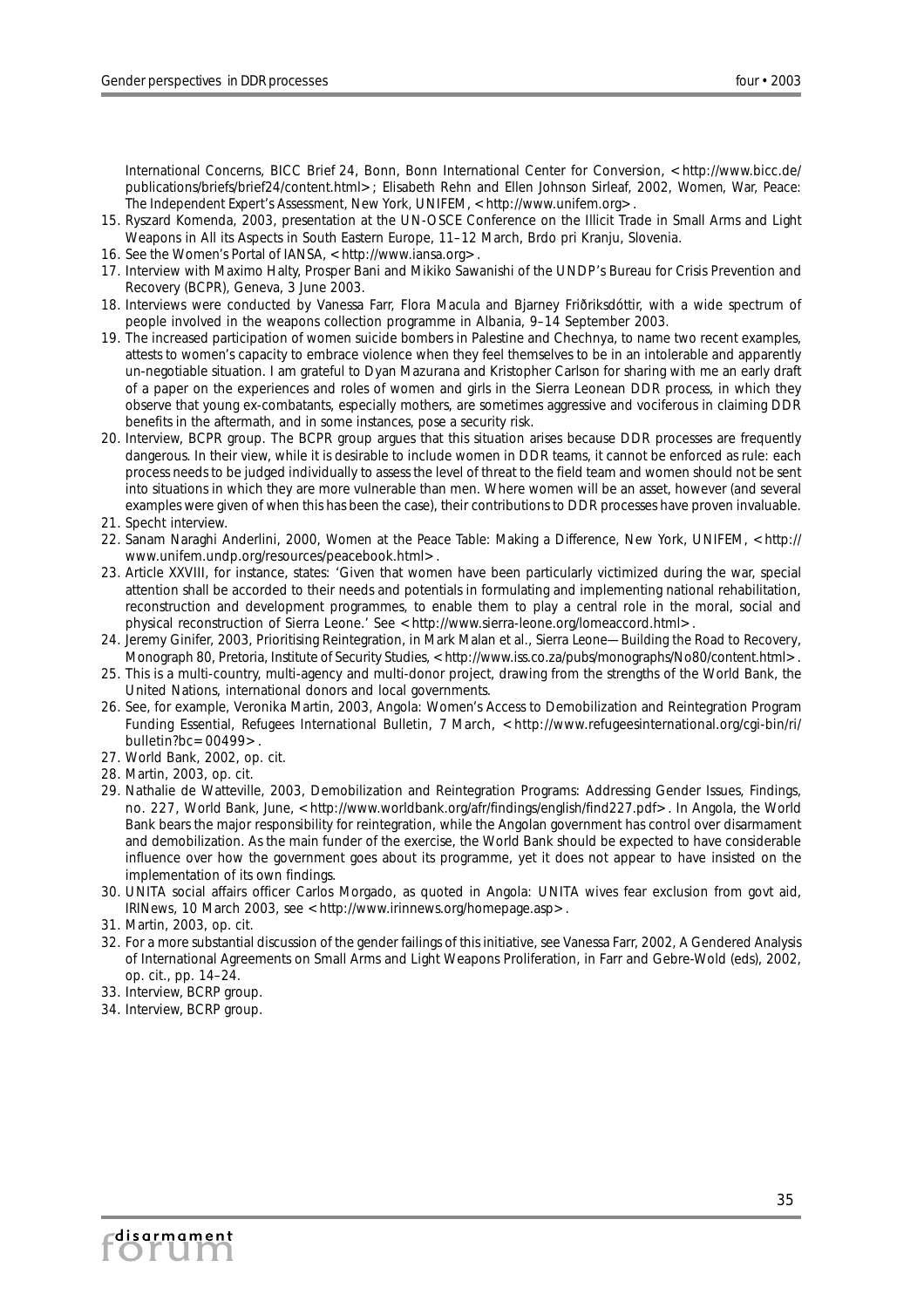International Concerns, BICC Brief 24, Bonn, Bonn International Center for Conversion, <http://www.bicc.de/publications/briefs/brief24/content.html>; Elisabeth Rehn and Ellen Johnson Sirleaf, 2002, *Women, War, Peace: The Independent Expert's Assessment*, New York, UNIFEM, <http://www.unifem.org>.

15. Ryszard Komenda, 2003, presentation at the UN-OSCE Conference on the Illicit Trade in Small Arms and Light Weapons in All its Aspects in South Eastern Europe, 11–12 March, Brdo pri Kranju, Slovenia.
16. See the Women's Portal of IANSA, <http://www.iansa.org>.
17. Interview with Maximo Halty, Prosper Bani and Mikiko Sawanishi of the UNDP's Bureau for Crisis Prevention and Recovery (BCPR), Geneva, 3 June 2003.
18. Interviews were conducted by Vanessa Farr, Flora Macula and Bjarney Friðriksdóttir, with a wide spectrum of people involved in the weapons collection programme in Albania, 9–14 September 2003.
19. The increased participation of women suicide bombers in Palestine and Chechnya, to name two recent examples, attests to women's capacity to embrace violence when they feel themselves to be in an intolerable and apparently un-negotiable situation. I am grateful to Dyan Mazurana and Kristopher Carlson for sharing with me an early draft of a paper on the experiences and roles of women and girls in the Sierra Leonean DDR process, in which they observe that young ex-combatants, especially mothers, are sometimes aggressive and vociferous in claiming DDR benefits in the aftermath, and in some instances, pose a security risk.
20. Interview, BCPR group. The BCPR group argues that this situation arises because DDR processes are frequently dangerous. In their view, while it is desirable to include women in DDR teams, it cannot be enforced as rule: each process needs to be judged individually to assess the level of threat to the field team and women should not be sent into situations in which they are more vulnerable than men. Where women will be an asset, however (and several examples were given of when this has been the case), their contributions to DDR processes have proven invaluable.
21. Specht interview.
22. Sanam Naraghi Anderlini, 2000, *Women at the Peace Table: Making a Difference*, New York, UNIFEM, <http://www.unifem.undp.org/resources/peacebook.html>.
23. Article XXVIII, for instance, states: 'Given that women have been particularly victimized during the war, special attention shall be accorded to their needs and potentials in formulating and implementing national rehabilitation, reconstruction and development programmes, to enable them to play a central role in the moral, social and physical reconstruction of Sierra Leone.' See <http://www.sierra-leone.org/lomeaccord.html>.
24. Jeremy Ginifer, 2003, Prioritising Reintegration, in Mark Malan et al., *Sierra Leone—Building the Road to Recovery*, Monograph 80, Pretoria, Institute of Security Studies, <http://www.iss.co.za/pubs/monographs/No80/content.html>.
25. This is a multi-country, multi-agency and multi-donor project, drawing from the strengths of the World Bank, the United Nations, international donors and local governments.
26. See, for example, Veronika Martin, 2003, Angola: Women's Access to Demobilization and Reintegration Program Funding Essential, *Refugees International Bulletin*, 7 March, <http://www.refugeesinternational.org/cgi-bin/ri/bulletin?bc=00499>.
27. World Bank, 2002, op. cit.
28. Martin, 2003, op. cit.
29. Nathalie de Watteville, 2003, Demobilization and Reintegration Programs: Addressing Gender Issues, *Findings*, no. 227, World Bank, June, <http://www.worldbank.org/afr/findings/english/find227.pdf>. In Angola, the World Bank bears the major responsibility for reintegration, while the Angolan government has control over disarmament and demobilization. As the main funder of the exercise, the World Bank should be expected to have considerable influence over how the government goes about its programme, yet it does not appear to have insisted on the implementation of its own findings.
30. UNITA social affairs officer Carlos Morgado, as quoted in Angola: UNITA wives fear exclusion from govt aid, IRINews, 10 March 2003, see <http://www.irinnews.org/homepage.asp>.
31. Martin, 2003, op. cit.
32. For a more substantial discussion of the gender failings of this initiative, see Vanessa Farr, 2002, A Gendered Analysis of International Agreements on Small Arms and Light Weapons Proliferation, in Farr and Gebre-Wold (eds), 2002, op. cit., pp. 14–24.
33. Interview, BCRP group.
34. Interview, BCRP group.